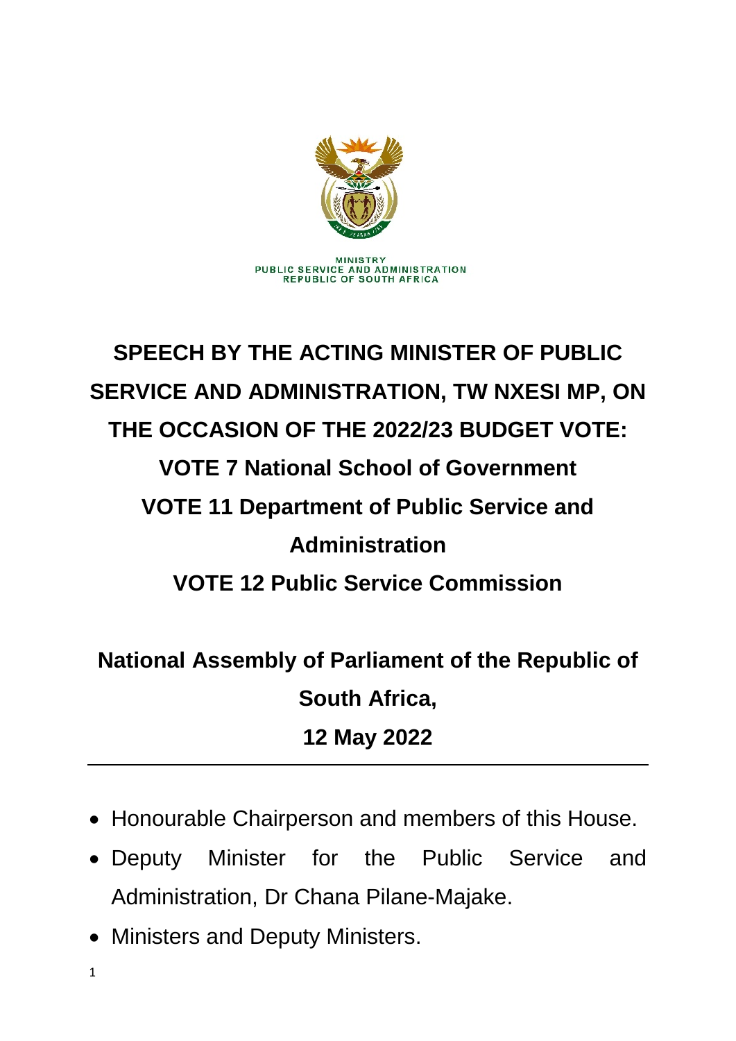MINISTRY
PUBLIC SERVICE AND ADMINISTRATION
REPUBLIC OF SOUTH AFRICA

# SPEECH BY THE ACTING MINISTER OF PUBLIC SERVICE AND ADMINISTRATION, TW NXESI MP, ON THE OCCASION OF THE 2022/23 BUDGET VOTE:

## VOTE 7 National School of Government

## VOTE 11 Department of Public Service and Administration

## VOTE 12 Public Service Commission

**National Assembly of Parliament of the Republic of South Africa,**

**12 May 2022**

---

- Honourable Chairperson and members of this House.
- Deputy Minister for the Public Service and Administration, Dr Chana Pilane-Majake.
- Ministers and Deputy Ministers.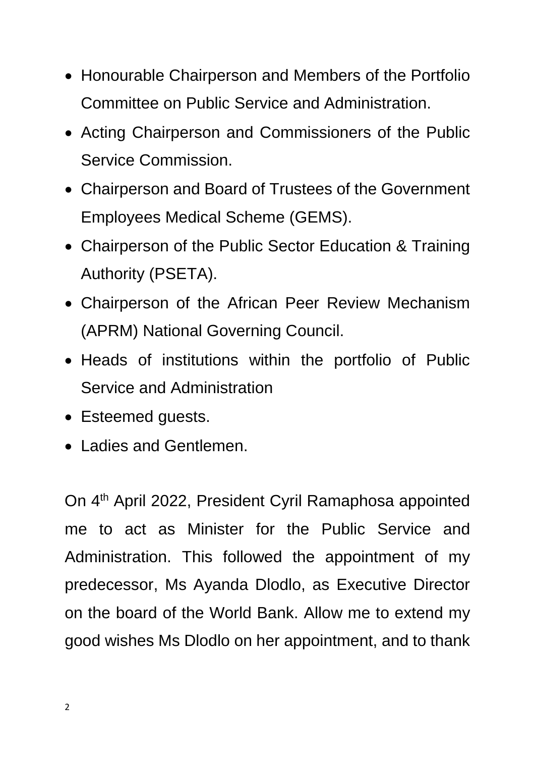- Honourable Chairperson and Members of the Portfolio Committee on Public Service and Administration.
- Acting Chairperson and Commissioners of the Public Service Commission.
- Chairperson and Board of Trustees of the Government Employees Medical Scheme (GEMS).
- Chairperson of the Public Sector Education & Training Authority (PSETA).
- Chairperson of the African Peer Review Mechanism (APRM) National Governing Council.
- Heads of institutions within the portfolio of Public Service and Administration
- Esteemed guests.
- Ladies and Gentlemen.

On 4th April 2022, President Cyril Ramaphosa appointed me to act as Minister for the Public Service and Administration. This followed the appointment of my predecessor, Ms Ayanda Dlodlo, as Executive Director on the board of the World Bank. Allow me to extend my good wishes Ms Dlodlo on her appointment, and to thank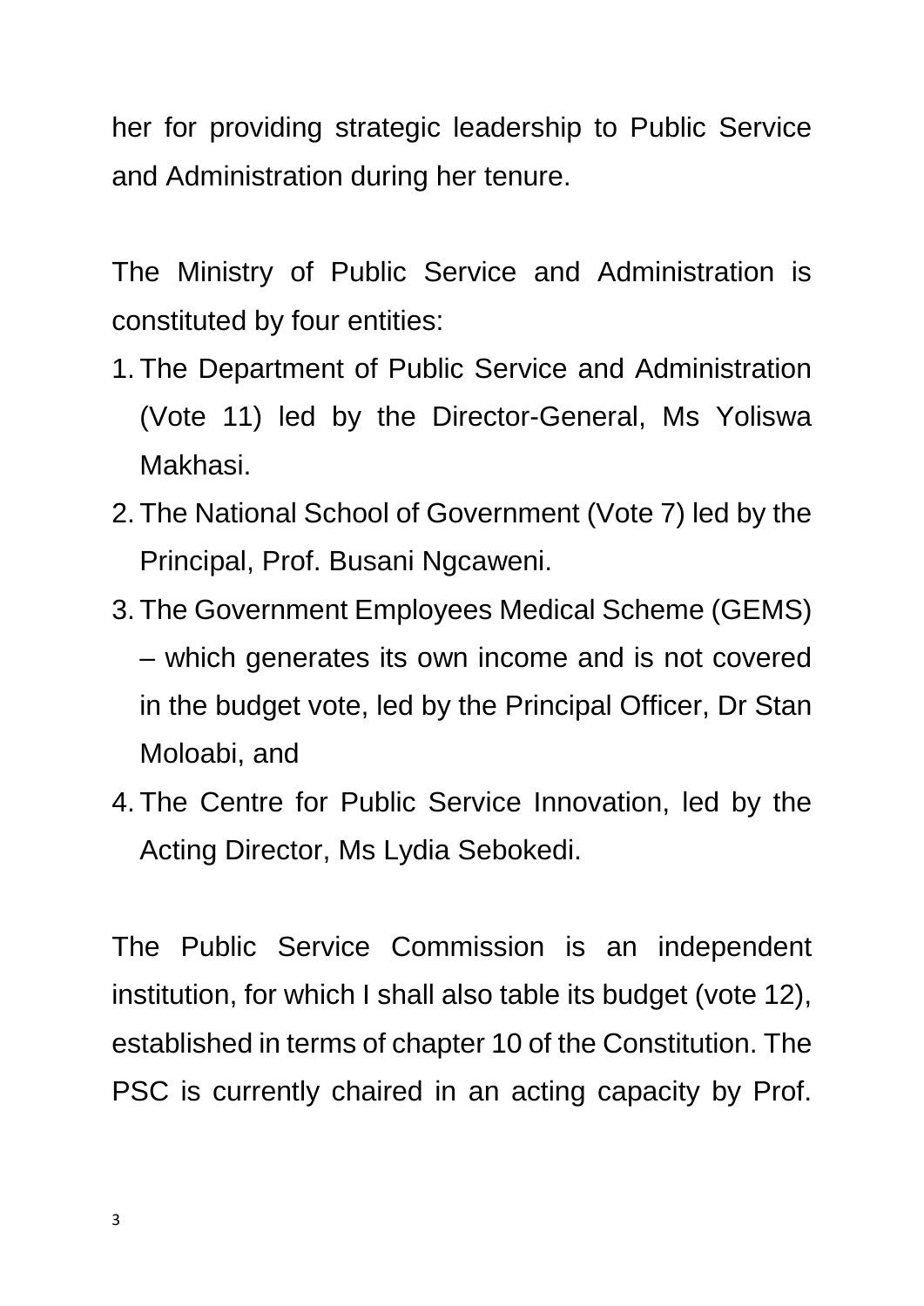her for providing strategic leadership to Public Service and Administration during her tenure.

The Ministry of Public Service and Administration is constituted by four entities:

1. The Department of Public Service and Administration (Vote 11) led by the Director-General, Ms Yoliswa Makhasi.
2. The National School of Government (Vote 7) led by the Principal, Prof. Busani Ngcaweni.
3. The Government Employees Medical Scheme (GEMS) – which generates its own income and is not covered in the budget vote, led by the Principal Officer, Dr Stan Moloabi, and
4. The Centre for Public Service Innovation, led by the Acting Director, Ms Lydia Sebokedi.

The Public Service Commission is an independent institution, for which I shall also table its budget (vote 12), established in terms of chapter 10 of the Constitution. The PSC is currently chaired in an acting capacity by Prof.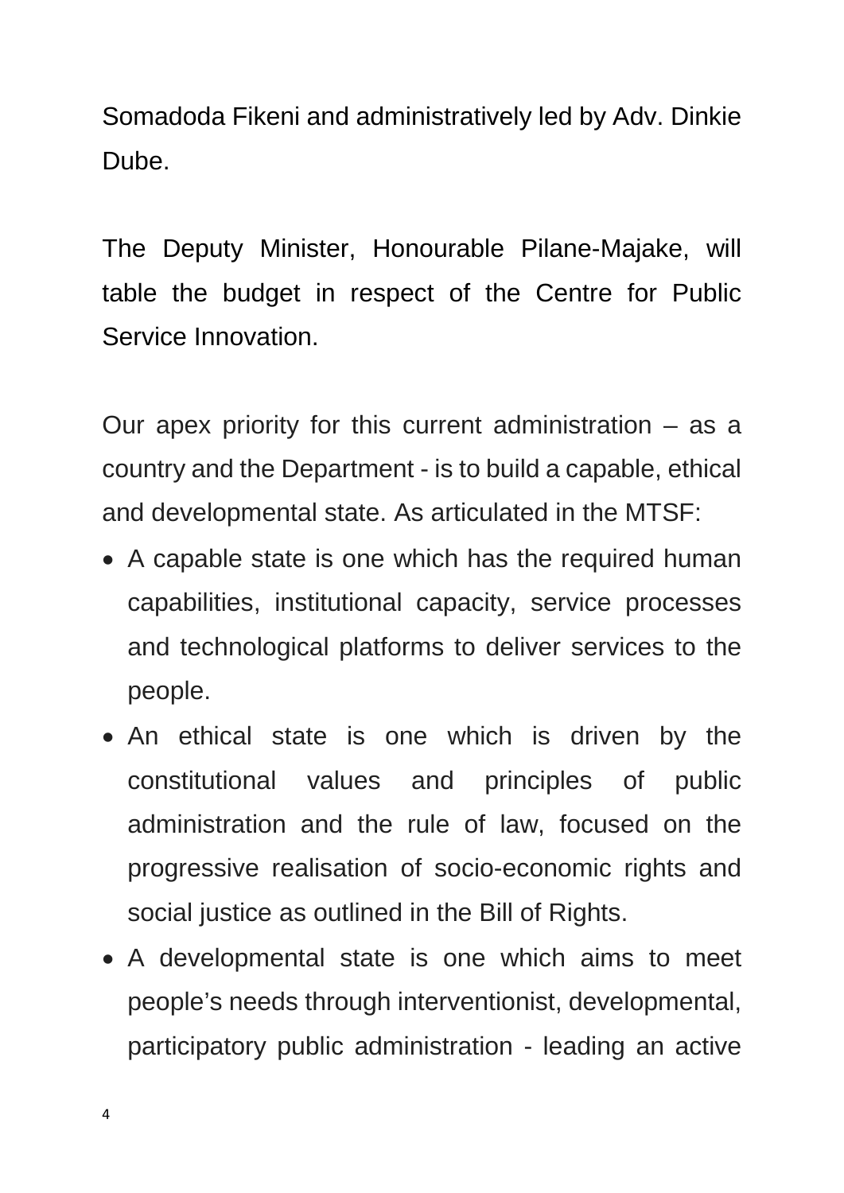Somadoda Fikeni and administratively led by Adv. Dinkie Dube.

The Deputy Minister, Honourable Pilane-Majake, will table the budget in respect of the Centre for Public Service Innovation.

Our apex priority for this current administration – as a country and the Department - is to build a capable, ethical and developmental state. As articulated in the MTSF:

- A capable state is one which has the required human capabilities, institutional capacity, service processes and technological platforms to deliver services to the people.
- An ethical state is one which is driven by the constitutional values and principles of public administration and the rule of law, focused on the progressive realisation of socio-economic rights and social justice as outlined in the Bill of Rights.
- A developmental state is one which aims to meet people's needs through interventionist, developmental, participatory public administration - leading an active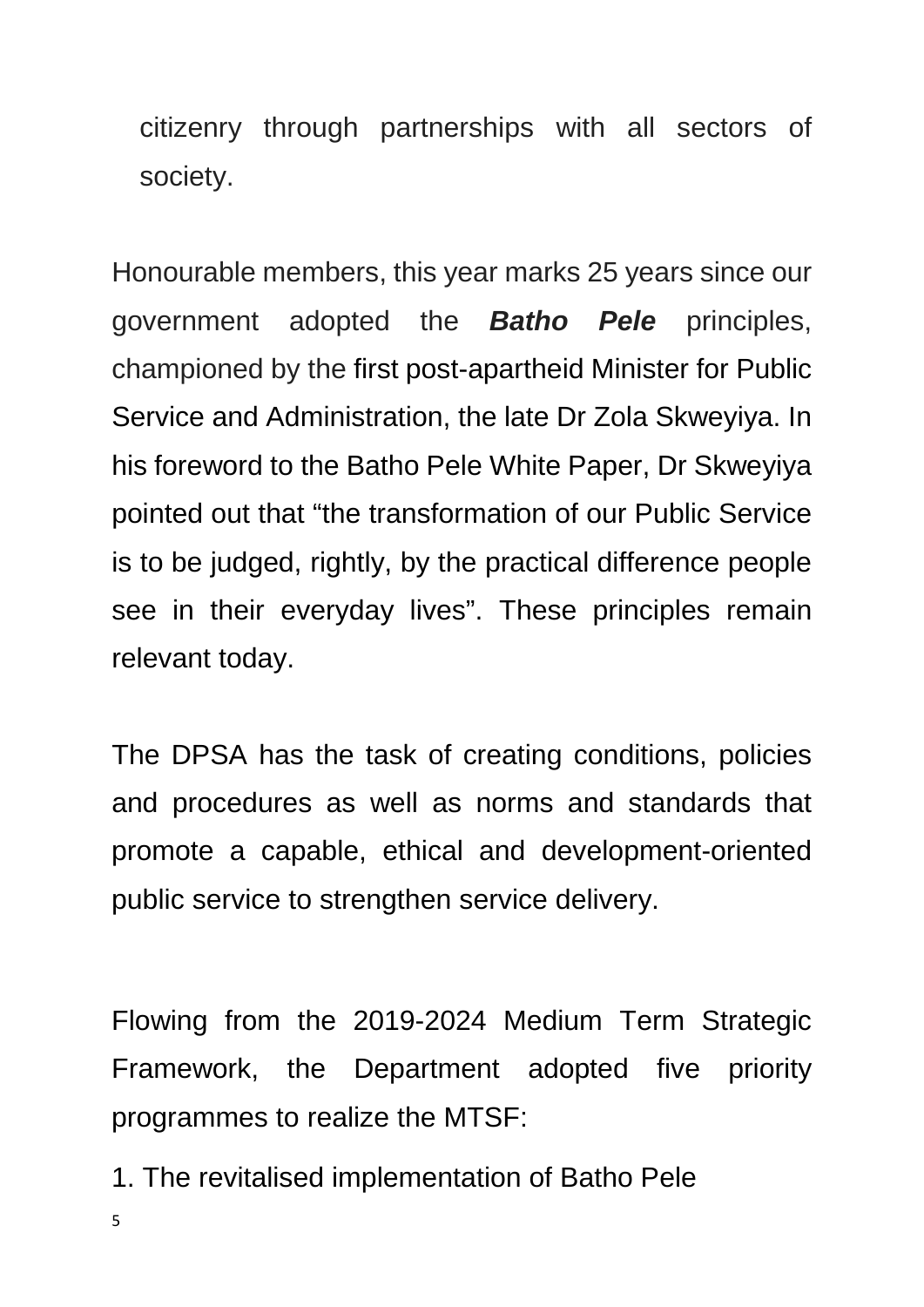citizenry through partnerships with all sectors of society.

Honourable members, this year marks 25 years since our government adopted the ***Batho Pele*** principles, championed by the first post-apartheid Minister for Public Service and Administration, the late Dr Zola Skweyiya. In his foreword to the Batho Pele White Paper, Dr Skweyiya pointed out that “the transformation of our Public Service is to be judged, rightly, by the practical difference people see in their everyday lives”. These principles remain relevant today.

The DPSA has the task of creating conditions, policies and procedures as well as norms and standards that promote a capable, ethical and development-oriented public service to strengthen service delivery.

Flowing from the 2019-2024 Medium Term Strategic Framework, the Department adopted five priority programmes to realize the MTSF:

1. The revitalised implementation of Batho Pele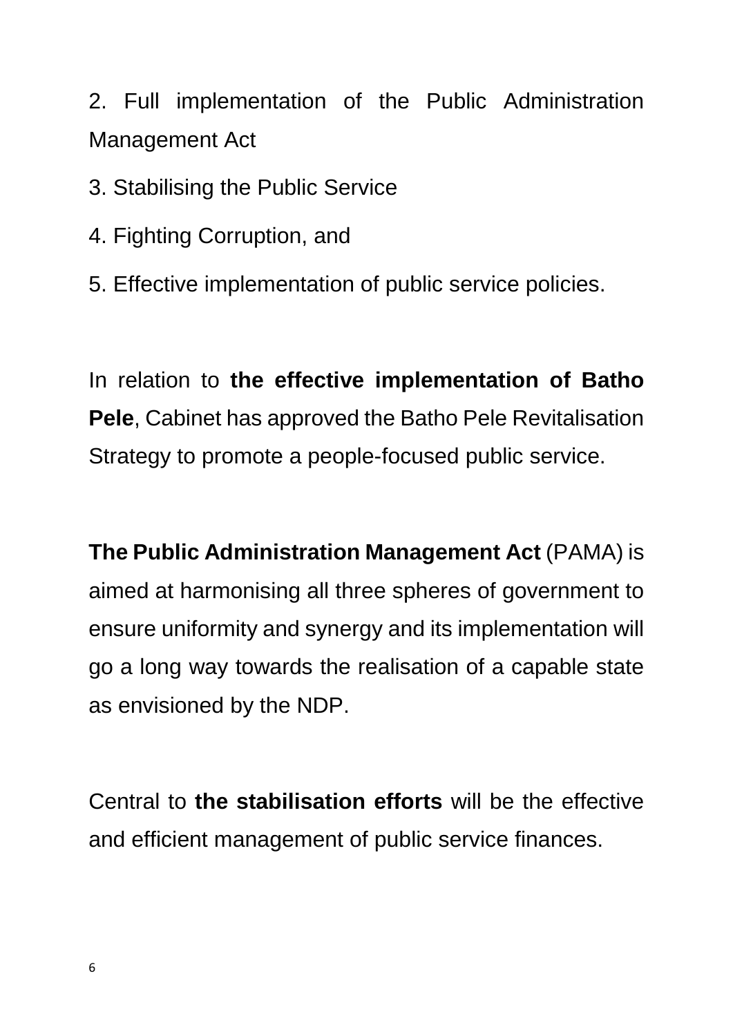2. Full implementation of the Public Administration Management Act

3. Stabilising the Public Service

4. Fighting Corruption, and

5. Effective implementation of public service policies.

In relation to **the effective implementation of Batho Pele**, Cabinet has approved the Batho Pele Revitalisation Strategy to promote a people-focused public service.

**The Public Administration Management Act** (PAMA) is aimed at harmonising all three spheres of government to ensure uniformity and synergy and its implementation will go a long way towards the realisation of a capable state as envisioned by the NDP.

Central to **the stabilisation efforts** will be the effective and efficient management of public service finances.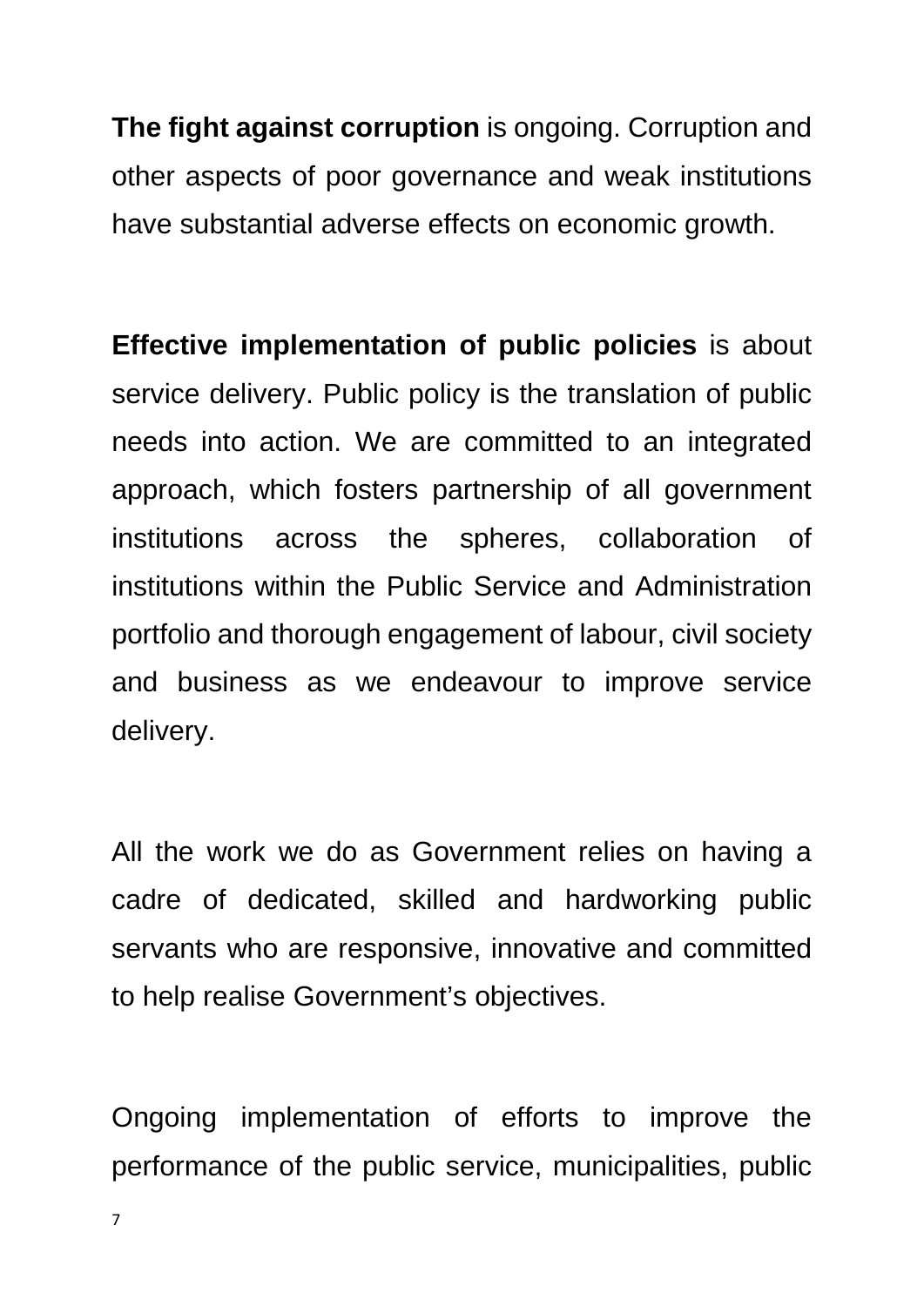**The fight against corruption** is ongoing. Corruption and other aspects of poor governance and weak institutions have substantial adverse effects on economic growth.

**Effective implementation of public policies** is about service delivery. Public policy is the translation of public needs into action. We are committed to an integrated approach, which fosters partnership of all government institutions across the spheres, collaboration of institutions within the Public Service and Administration portfolio and thorough engagement of labour, civil society and business as we endeavour to improve service delivery.

All the work we do as Government relies on having a cadre of dedicated, skilled and hardworking public servants who are responsive, innovative and committed to help realise Government's objectives.

Ongoing implementation of efforts to improve the performance of the public service, municipalities, public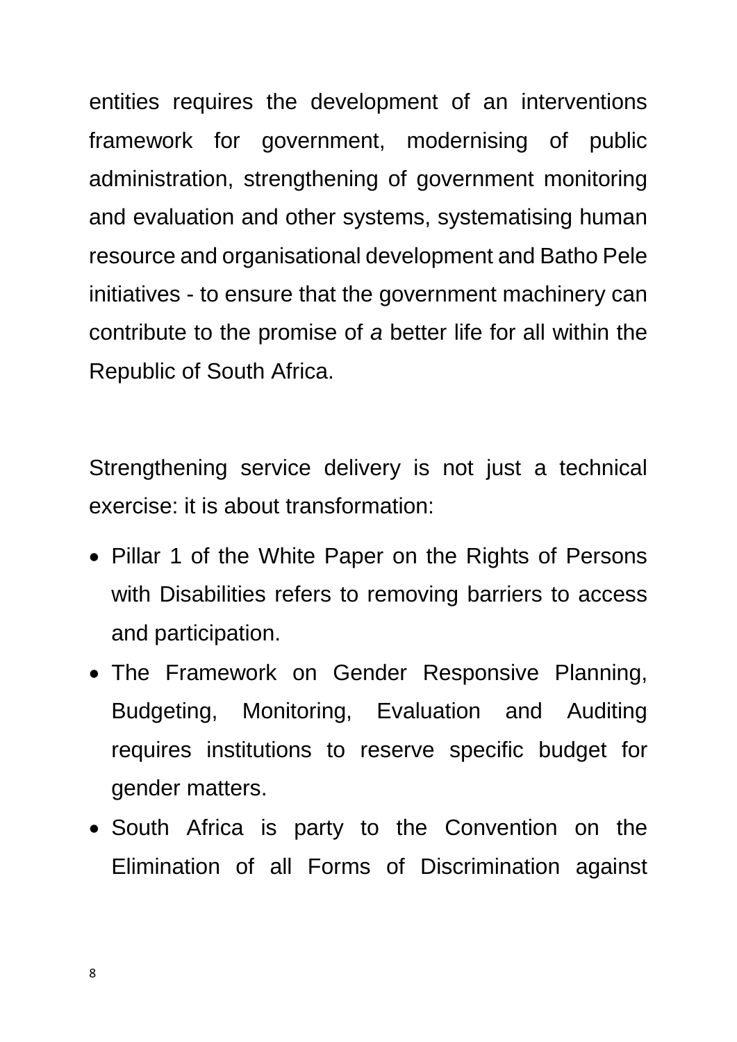entities requires the development of an interventions framework for government, modernising of public administration, strengthening of government monitoring and evaluation and other systems, systematising human resource and organisational development and Batho Pele initiatives - to ensure that the government machinery can contribute to the promise of *a* better life for all within the Republic of South Africa.

Strengthening service delivery is not just a technical exercise: it is about transformation:

- Pillar 1 of the White Paper on the Rights of Persons with Disabilities refers to removing barriers to access and participation.
- The Framework on Gender Responsive Planning, Budgeting, Monitoring, Evaluation and Auditing requires institutions to reserve specific budget for gender matters.
- South Africa is party to the Convention on the Elimination of all Forms of Discrimination against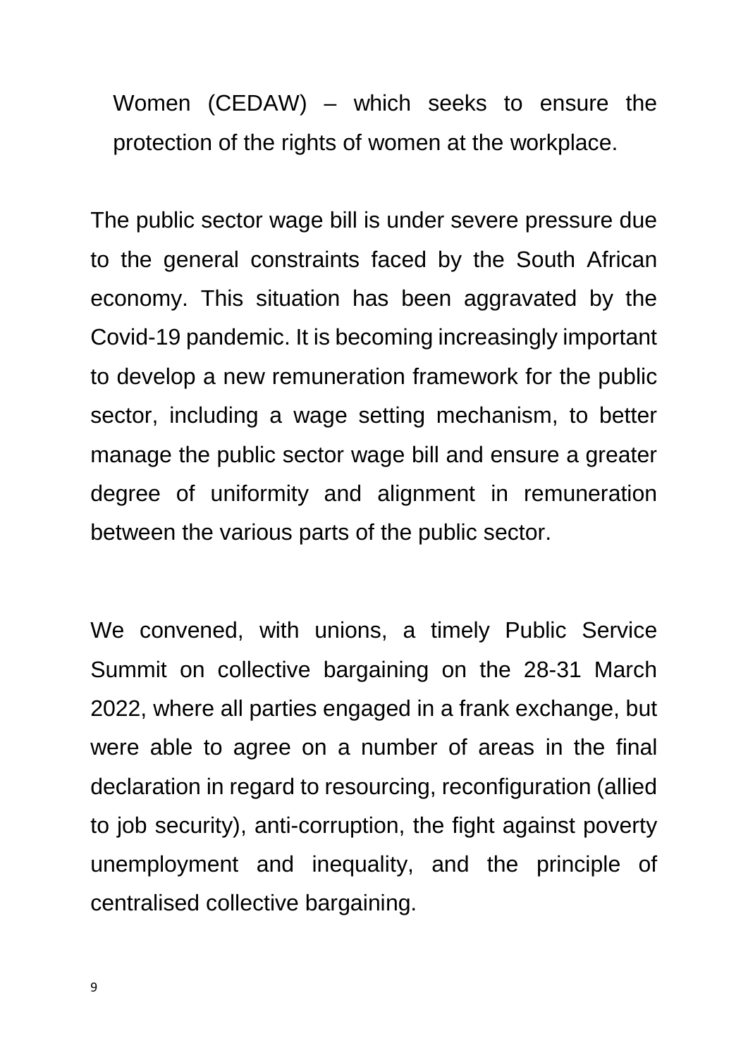Women (CEDAW) – which seeks to ensure the protection of the rights of women at the workplace.

The public sector wage bill is under severe pressure due to the general constraints faced by the South African economy. This situation has been aggravated by the Covid-19 pandemic. It is becoming increasingly important to develop a new remuneration framework for the public sector, including a wage setting mechanism, to better manage the public sector wage bill and ensure a greater degree of uniformity and alignment in remuneration between the various parts of the public sector.

We convened, with unions, a timely Public Service Summit on collective bargaining on the 28-31 March 2022, where all parties engaged in a frank exchange, but were able to agree on a number of areas in the final declaration in regard to resourcing, reconfiguration (allied to job security), anti-corruption, the fight against poverty unemployment and inequality, and the principle of centralised collective bargaining.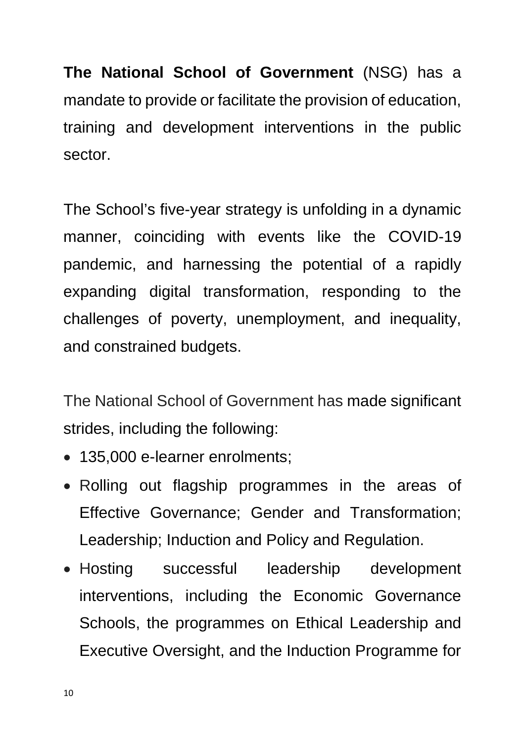**The National School of Government** (NSG) has a mandate to provide or facilitate the provision of education, training and development interventions in the public sector.

The School's five-year strategy is unfolding in a dynamic manner, coinciding with events like the COVID-19 pandemic, and harnessing the potential of a rapidly expanding digital transformation, responding to the challenges of poverty, unemployment, and inequality, and constrained budgets.

The National School of Government has made significant strides, including the following:

- 135,000 e-learner enrolments;
- Rolling out flagship programmes in the areas of Effective Governance; Gender and Transformation; Leadership; Induction and Policy and Regulation.
- Hosting successful leadership development interventions, including the Economic Governance Schools, the programmes on Ethical Leadership and Executive Oversight, and the Induction Programme for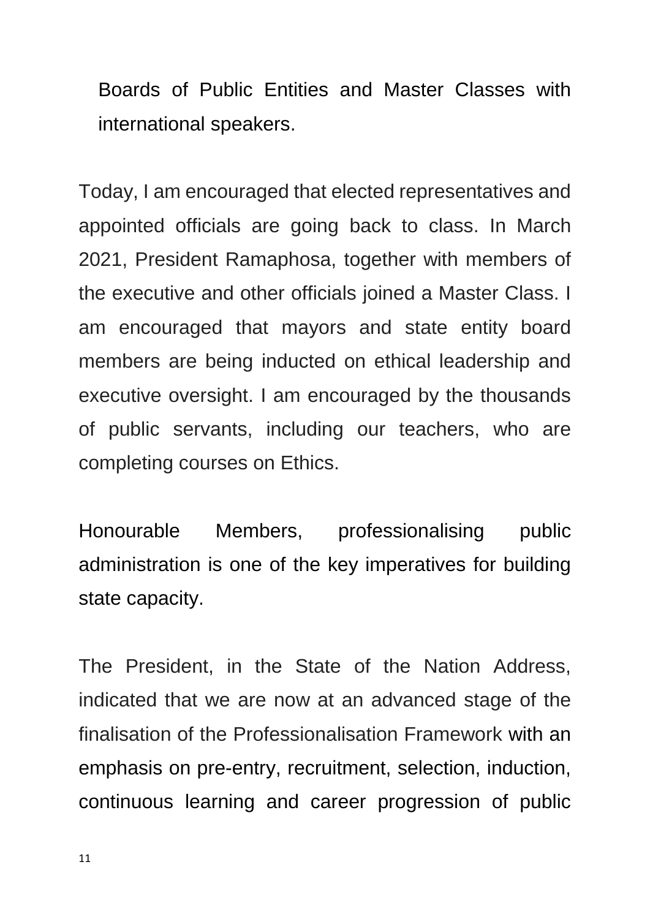Boards of Public Entities and Master Classes with international speakers.

Today, I am encouraged that elected representatives and appointed officials are going back to class. In March 2021, President Ramaphosa, together with members of the executive and other officials joined a Master Class. I am encouraged that mayors and state entity board members are being inducted on ethical leadership and executive oversight. I am encouraged by the thousands of public servants, including our teachers, who are completing courses on Ethics.

Honourable Members, professionalising public administration is one of the key imperatives for building state capacity.

The President, in the State of the Nation Address, indicated that we are now at an advanced stage of the finalisation of the Professionalisation Framework with an emphasis on pre-entry, recruitment, selection, induction, continuous learning and career progression of public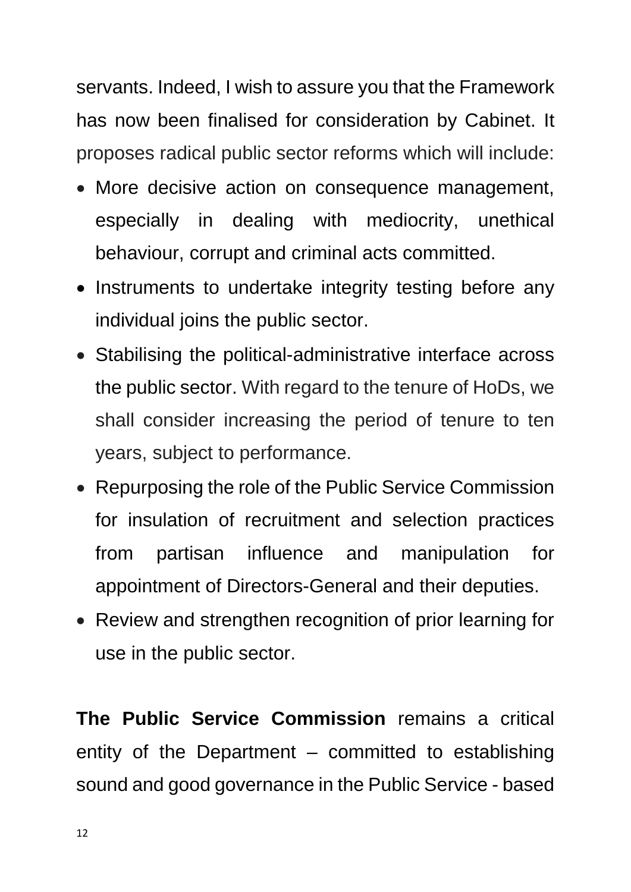servants. Indeed, I wish to assure you that the Framework has now been finalised for consideration by Cabinet. It proposes radical public sector reforms which will include:

- More decisive action on consequence management, especially in dealing with mediocrity, unethical behaviour, corrupt and criminal acts committed.
- Instruments to undertake integrity testing before any individual joins the public sector.
- Stabilising the political-administrative interface across the public sector. With regard to the tenure of HoDs, we shall consider increasing the period of tenure to ten years, subject to performance.
- Repurposing the role of the Public Service Commission for insulation of recruitment and selection practices from partisan influence and manipulation for appointment of Directors-General and their deputies.
- Review and strengthen recognition of prior learning for use in the public sector.

**The Public Service Commission** remains a critical entity of the Department – committed to establishing sound and good governance in the Public Service - based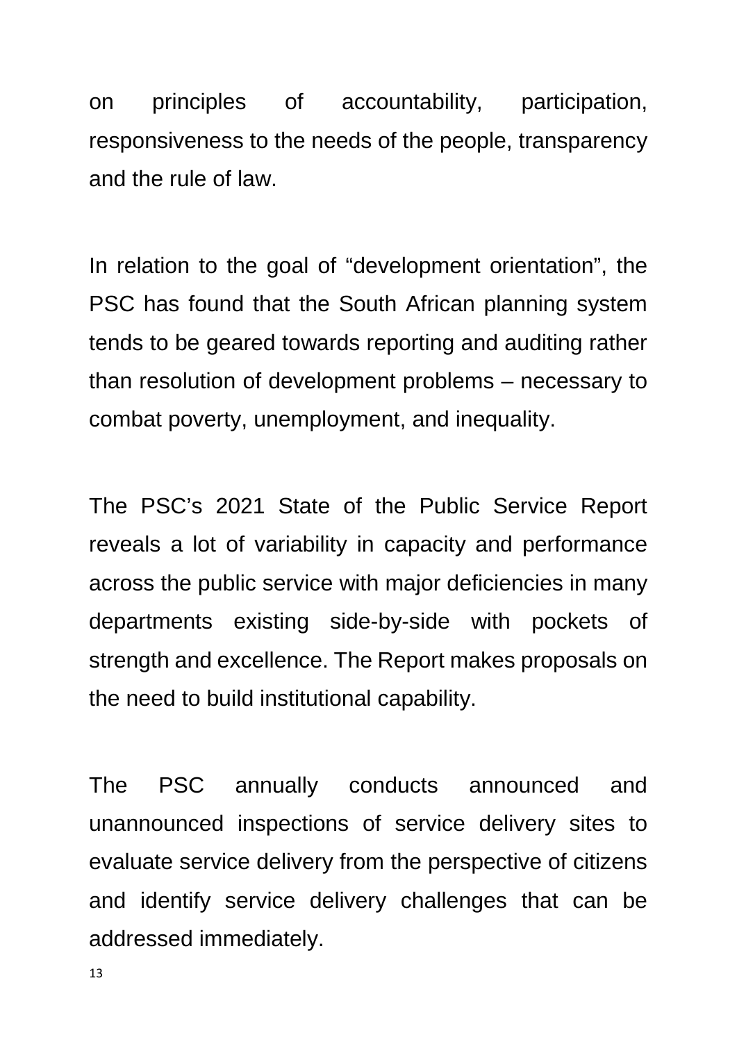on principles of accountability, participation, responsiveness to the needs of the people, transparency and the rule of law.

In relation to the goal of "development orientation", the PSC has found that the South African planning system tends to be geared towards reporting and auditing rather than resolution of development problems – necessary to combat poverty, unemployment, and inequality.

The PSC's 2021 State of the Public Service Report reveals a lot of variability in capacity and performance across the public service with major deficiencies in many departments existing side-by-side with pockets of strength and excellence. The Report makes proposals on the need to build institutional capability.

The PSC annually conducts announced and unannounced inspections of service delivery sites to evaluate service delivery from the perspective of citizens and identify service delivery challenges that can be addressed immediately.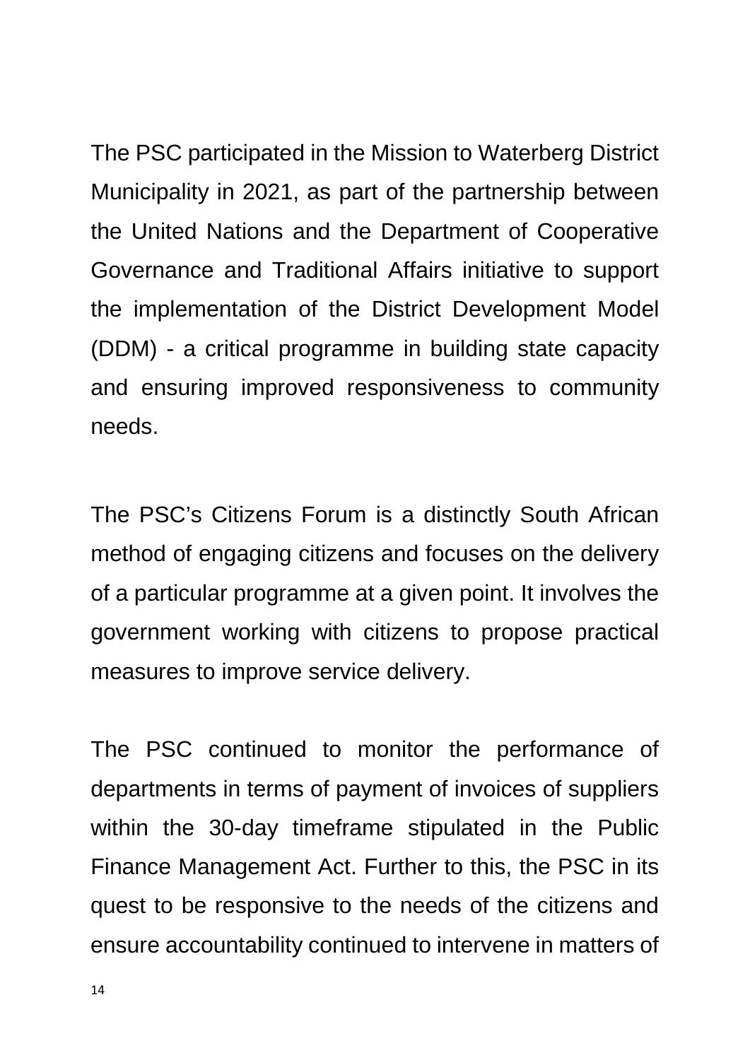The PSC participated in the Mission to Waterberg District Municipality in 2021, as part of the partnership between the United Nations and the Department of Cooperative Governance and Traditional Affairs initiative to support the implementation of the District Development Model (DDM) - a critical programme in building state capacity and ensuring improved responsiveness to community needs.

The PSC's Citizens Forum is a distinctly South African method of engaging citizens and focuses on the delivery of a particular programme at a given point. It involves the government working with citizens to propose practical measures to improve service delivery.

The PSC continued to monitor the performance of departments in terms of payment of invoices of suppliers within the 30-day timeframe stipulated in the Public Finance Management Act. Further to this, the PSC in its quest to be responsive to the needs of the citizens and ensure accountability continued to intervene in matters of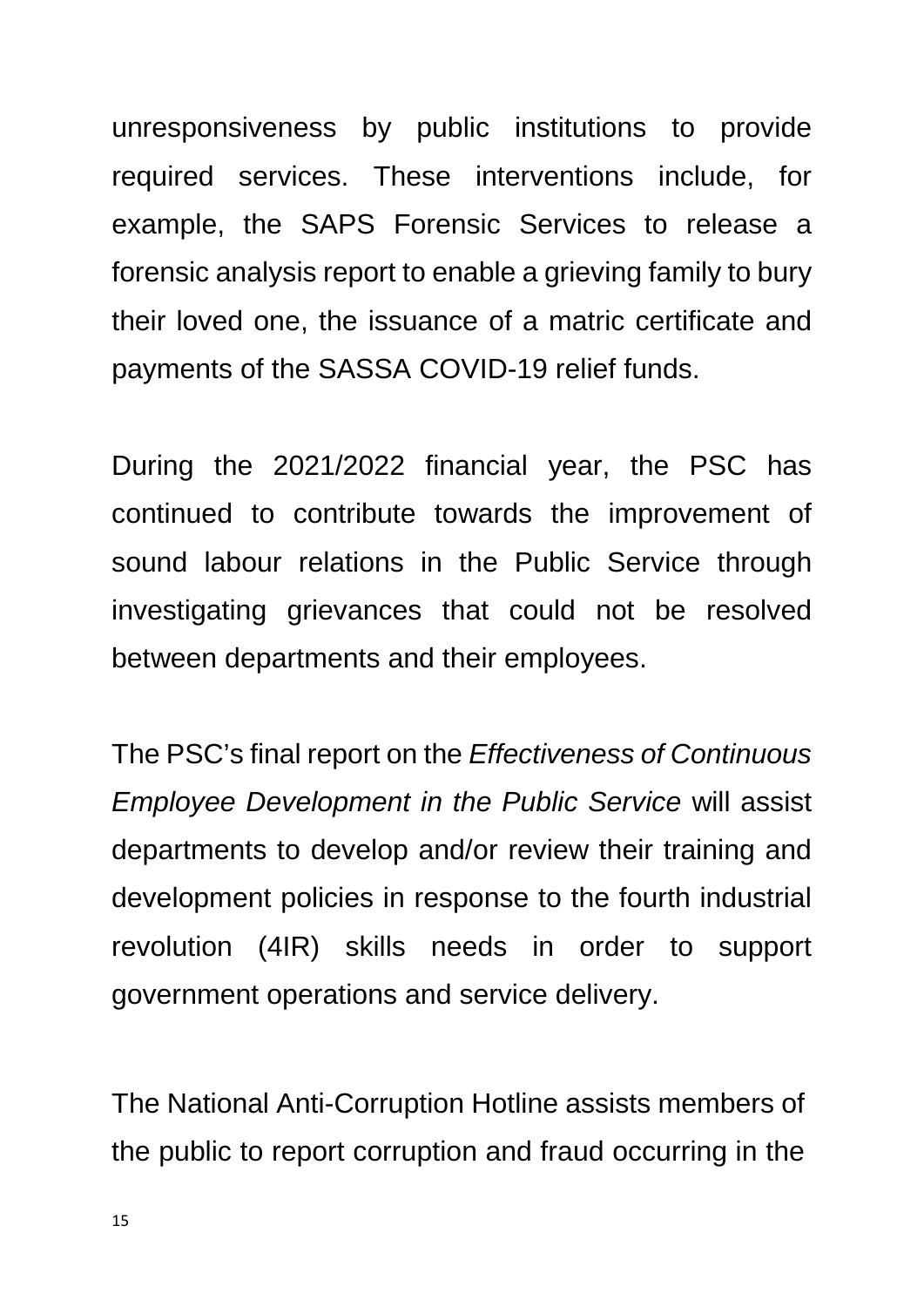unresponsiveness by public institutions to provide required services. These interventions include, for example, the SAPS Forensic Services to release a forensic analysis report to enable a grieving family to bury their loved one, the issuance of a matric certificate and payments of the SASSA COVID-19 relief funds.

During the 2021/2022 financial year, the PSC has continued to contribute towards the improvement of sound labour relations in the Public Service through investigating grievances that could not be resolved between departments and their employees.

The PSC's final report on the *Effectiveness of Continuous Employee Development in the Public Service* will assist departments to develop and/or review their training and development policies in response to the fourth industrial revolution (4IR) skills needs in order to support government operations and service delivery.

The National Anti-Corruption Hotline assists members of the public to report corruption and fraud occurring in the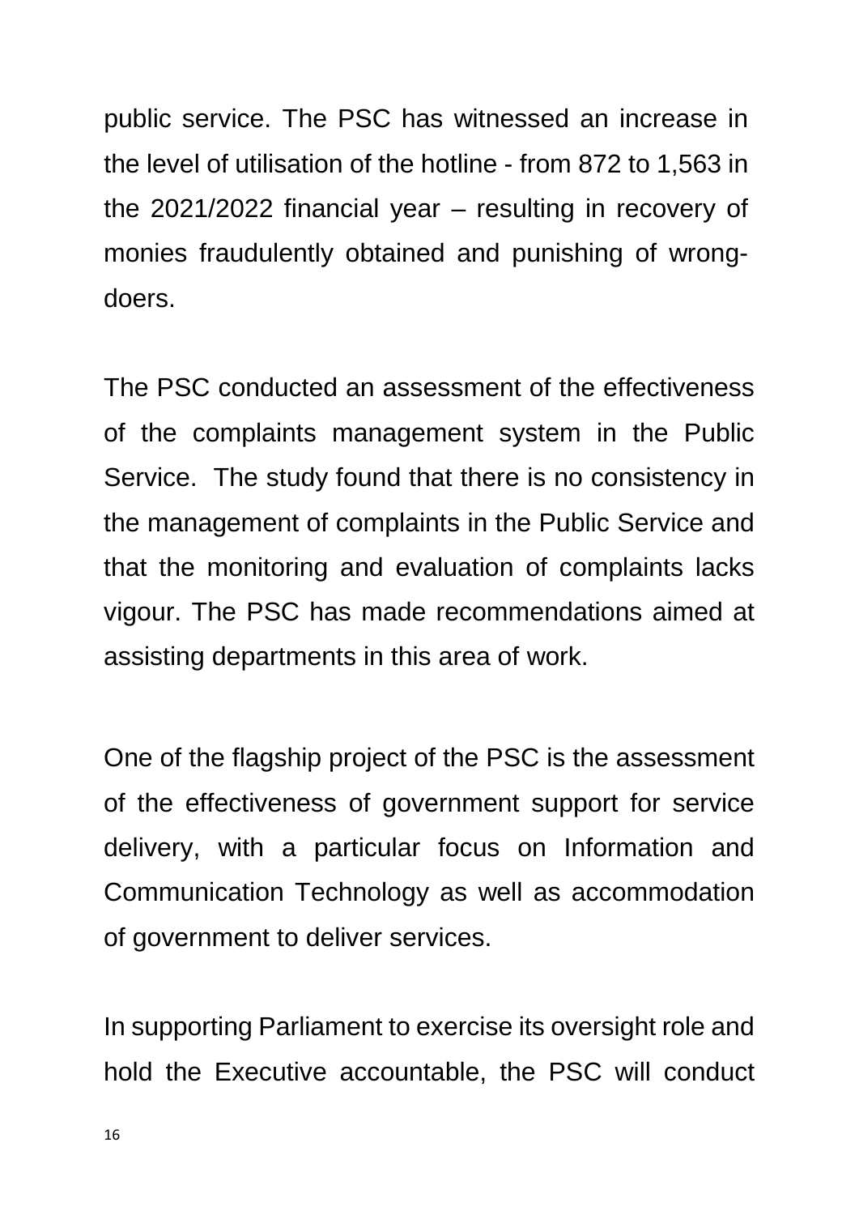public service. The PSC has witnessed an increase in the level of utilisation of the hotline - from 872 to 1,563 in the 2021/2022 financial year – resulting in recovery of monies fraudulently obtained and punishing of wrong-doers.

The PSC conducted an assessment of the effectiveness of the complaints management system in the Public Service. The study found that there is no consistency in the management of complaints in the Public Service and that the monitoring and evaluation of complaints lacks vigour. The PSC has made recommendations aimed at assisting departments in this area of work.

One of the flagship project of the PSC is the assessment of the effectiveness of government support for service delivery, with a particular focus on Information and Communication Technology as well as accommodation of government to deliver services.

In supporting Parliament to exercise its oversight role and hold the Executive accountable, the PSC will conduct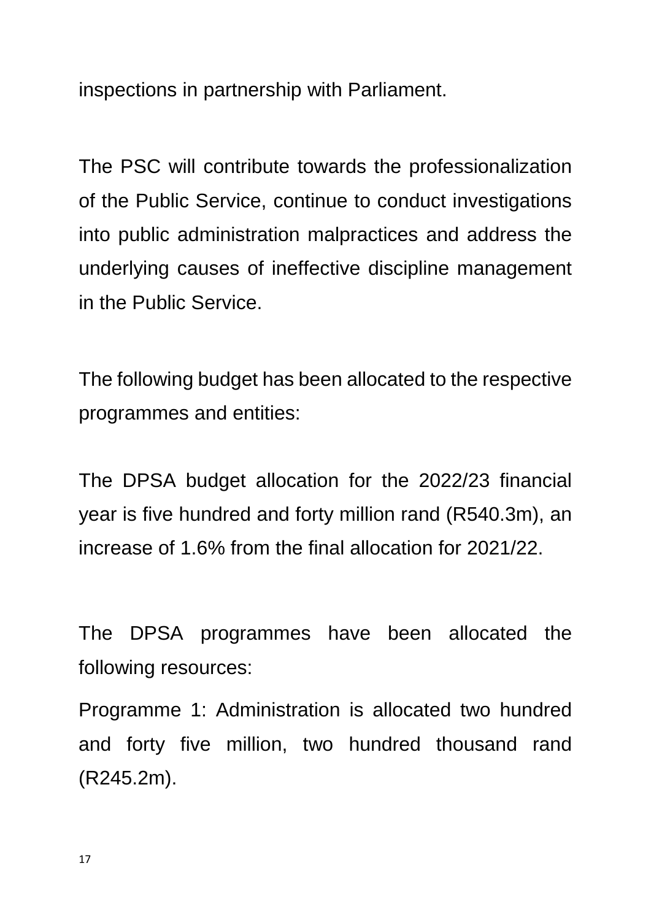inspections in partnership with Parliament.

The PSC will contribute towards the professionalization of the Public Service, continue to conduct investigations into public administration malpractices and address the underlying causes of ineffective discipline management in the Public Service.

The following budget has been allocated to the respective programmes and entities:

The DPSA budget allocation for the 2022/23 financial year is five hundred and forty million rand (R540.3m), an increase of 1.6% from the final allocation for 2021/22.

The DPSA programmes have been allocated the following resources:

Programme 1: Administration is allocated two hundred and forty five million, two hundred thousand rand (R245.2m).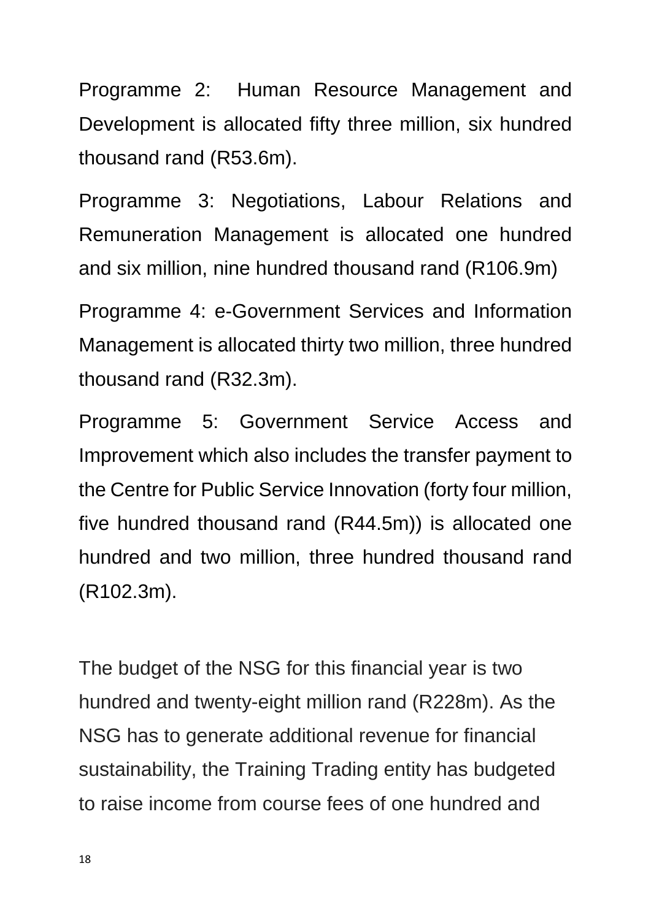Programme 2: Human Resource Management and Development is allocated fifty three million, six hundred thousand rand (R53.6m).

Programme 3: Negotiations, Labour Relations and Remuneration Management is allocated one hundred and six million, nine hundred thousand rand (R106.9m)

Programme 4: e-Government Services and Information Management is allocated thirty two million, three hundred thousand rand (R32.3m).

Programme 5: Government Service Access and Improvement which also includes the transfer payment to the Centre for Public Service Innovation (forty four million, five hundred thousand rand (R44.5m)) is allocated one hundred and two million, three hundred thousand rand (R102.3m).

The budget of the NSG for this financial year is two hundred and twenty-eight million rand (R228m). As the NSG has to generate additional revenue for financial sustainability, the Training Trading entity has budgeted to raise income from course fees of one hundred and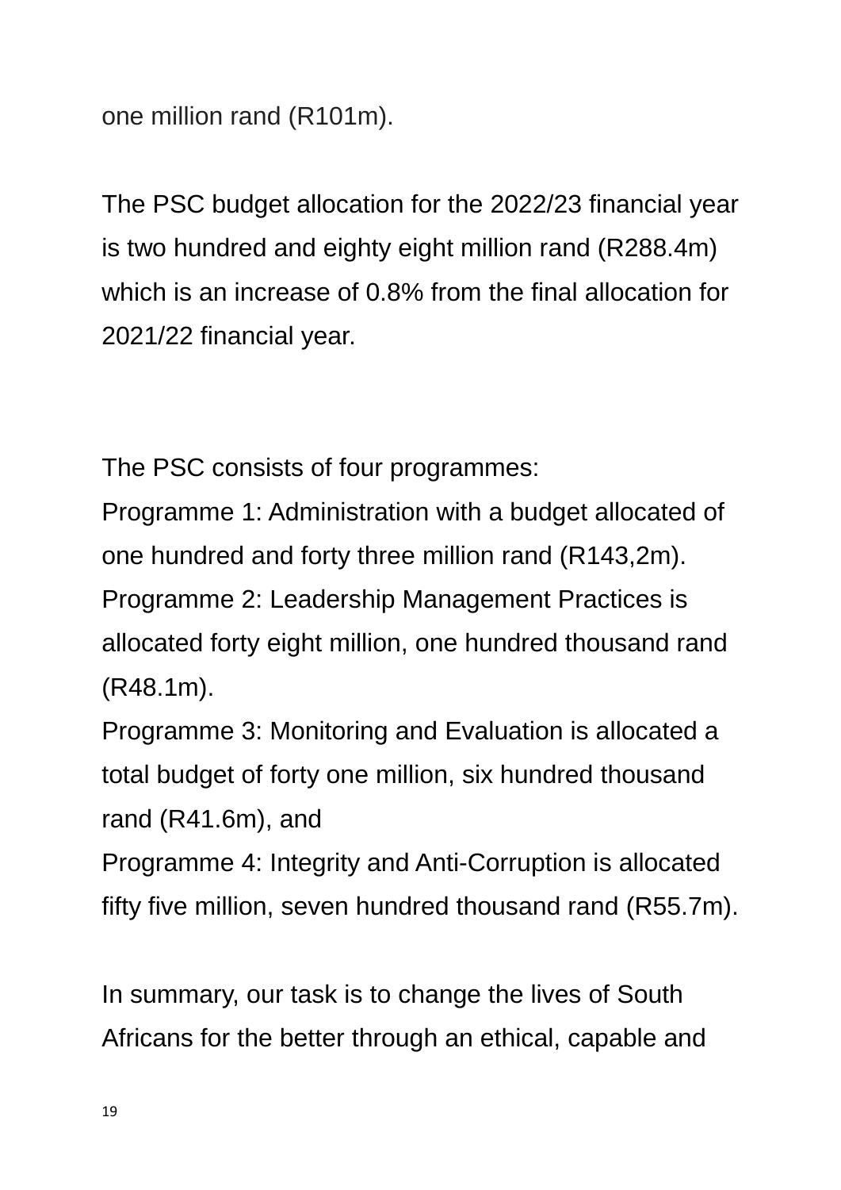one million rand (R101m).

The PSC budget allocation for the 2022/23 financial year is two hundred and eighty eight million rand (R288.4m) which is an increase of 0.8% from the final allocation for 2021/22 financial year.

The PSC consists of four programmes:
Programme 1: Administration with a budget allocated of one hundred and forty three million rand (R143,2m).
Programme 2: Leadership Management Practices is allocated forty eight million, one hundred thousand rand (R48.1m).
Programme 3: Monitoring and Evaluation is allocated a total budget of forty one million, six hundred thousand rand (R41.6m), and
Programme 4: Integrity and Anti-Corruption is allocated fifty five million, seven hundred thousand rand (R55.7m).

In summary, our task is to change the lives of South Africans for the better through an ethical, capable and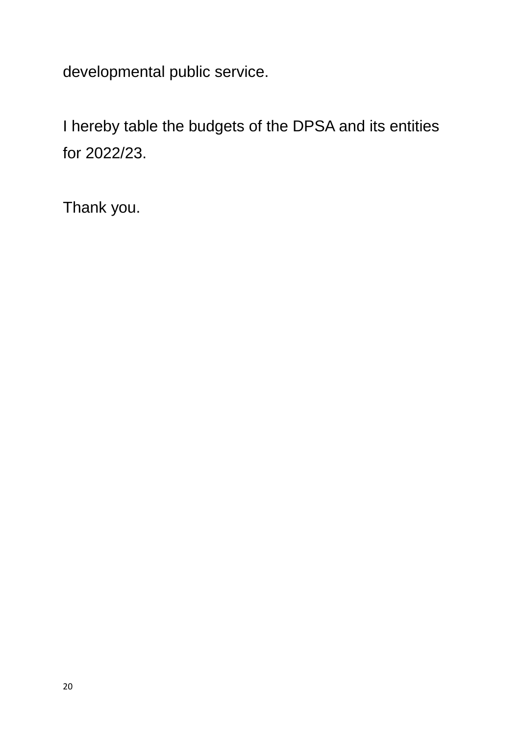developmental public service.

I hereby table the budgets of the DPSA and its entities for 2022/23.

Thank you.